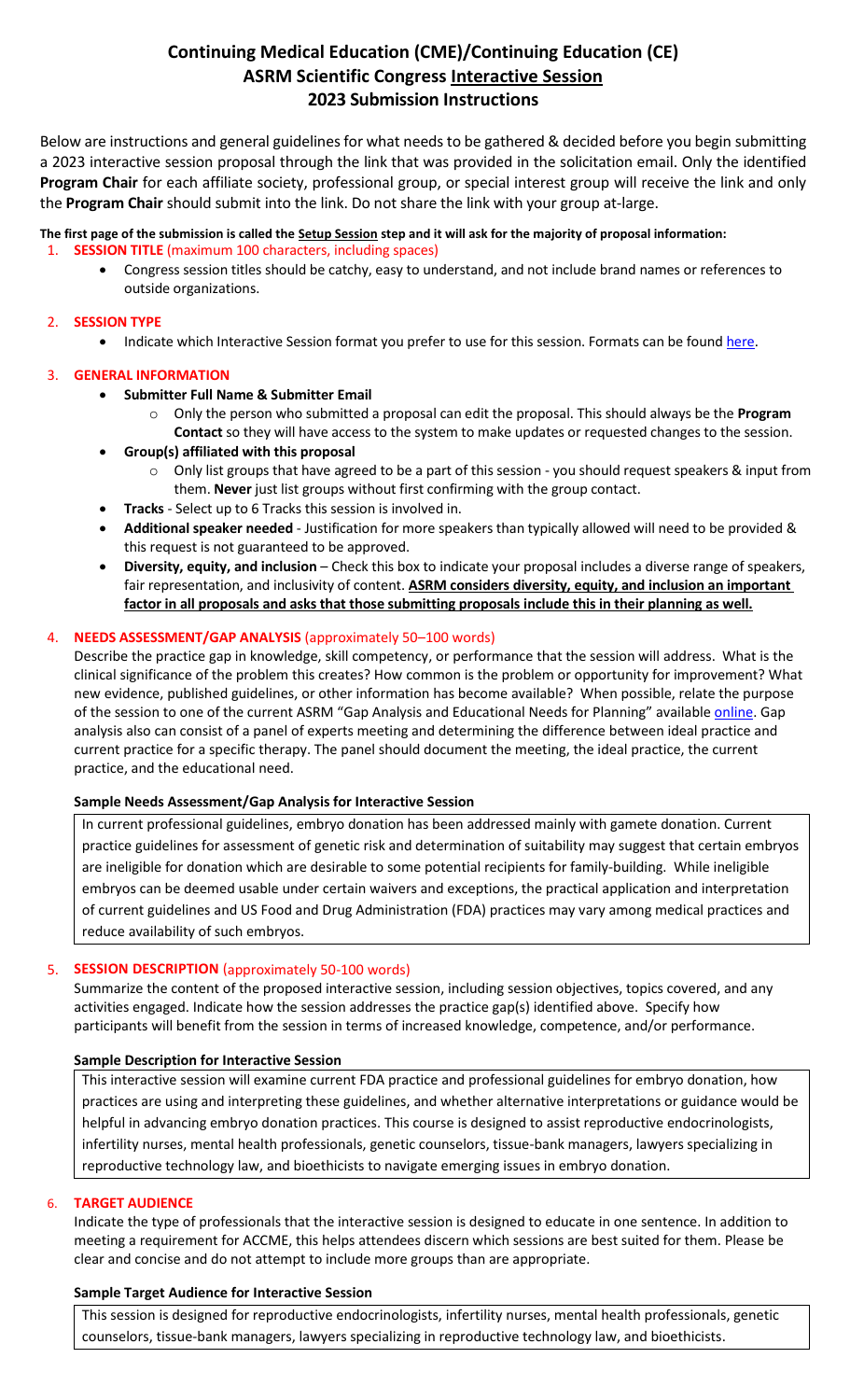# Continuing Medical Education (CME)/Continuing Education (CE)
# ASRM Scientific Congress Interactive Session
# 2023 Submission Instructions

Below are instructions and general guidelines for what needs to be gathered & decided before you begin submitting a 2023 interactive session proposal through the link that was provided in the solicitation email. Only the identified **Program Chair** for each affiliate society, professional group, or special interest group will receive the link and only the **Program Chair** should submit into the link. Do not share the link with your group at-large.

**The first page of the submission is called the Setup Session step and it will ask for the majority of proposal information:**

1. **SESSION TITLE** (maximum 100 characters, including spaces)
   - Congress session titles should be catchy, easy to understand, and not include brand names or references to outside organizations.

2. **SESSION TYPE**
   - Indicate which Interactive Session format you prefer to use for this session. Formats can be found here.

3. **GENERAL INFORMATION**
   - **Submitter Full Name & Submitter Email**
     - Only the person who submitted a proposal can edit the proposal. This should always be the **Program Contact** so they will have access to the system to make updates or requested changes to the session.
   - **Group(s) affiliated with this proposal**
     - Only list groups that have agreed to be a part of this session - you should request speakers & input from them. **Never** just list groups without first confirming with the group contact.
   - **Tracks** - Select up to 6 Tracks this session is involved in.
   - **Additional speaker needed** - Justification for more speakers than typically allowed will need to be provided & this request is not guaranteed to be approved.
   - **Diversity, equity, and inclusion** – Check this box to indicate your proposal includes a diverse range of speakers, fair representation, and inclusivity of content. **ASRM considers diversity, equity, and inclusion an important factor in all proposals and asks that those submitting proposals include this in their planning as well.**

4. **NEEDS ASSESSMENT/GAP ANALYSIS** (approximately 50–100 words)

   Describe the practice gap in knowledge, skill competency, or performance that the session will address. What is the clinical significance of the problem this creates? How common is the problem or opportunity for improvement? What new evidence, published guidelines, or other information has become available? When possible, relate the purpose of the session to one of the current ASRM "Gap Analysis and Educational Needs for Planning" available online. Gap analysis also can consist of a panel of experts meeting and determining the difference between ideal practice and current practice for a specific therapy. The panel should document the meeting, the ideal practice, the current practice, and the educational need.

   **Sample Needs Assessment/Gap Analysis for Interactive Session**

   In current professional guidelines, embryo donation has been addressed mainly with gamete donation. Current practice guidelines for assessment of genetic risk and determination of suitability may suggest that certain embryos are ineligible for donation which are desirable to some potential recipients for family-building. While ineligible embryos can be deemed usable under certain waivers and exceptions, the practical application and interpretation of current guidelines and US Food and Drug Administration (FDA) practices may vary among medical practices and reduce availability of such embryos.

5. **SESSION DESCRIPTION** (approximately 50-100 words)

   Summarize the content of the proposed interactive session, including session objectives, topics covered, and any activities engaged. Indicate how the session addresses the practice gap(s) identified above. Specify how participants will benefit from the session in terms of increased knowledge, competence, and/or performance.

   **Sample Description for Interactive Session**

   This interactive session will examine current FDA practice and professional guidelines for embryo donation, how practices are using and interpreting these guidelines, and whether alternative interpretations or guidance would be helpful in advancing embryo donation practices. This course is designed to assist reproductive endocrinologists, infertility nurses, mental health professionals, genetic counselors, tissue-bank managers, lawyers specializing in reproductive technology law, and bioethicists to navigate emerging issues in embryo donation.

6. **TARGET AUDIENCE**

   Indicate the type of professionals that the interactive session is designed to educate in one sentence. In addition to meeting a requirement for ACCME, this helps attendees discern which sessions are best suited for them. Please be clear and concise and do not attempt to include more groups than are appropriate.

   **Sample Target Audience for Interactive Session**

   This session is designed for reproductive endocrinologists, infertility nurses, mental health professionals, genetic counselors, tissue-bank managers, lawyers specializing in reproductive technology law, and bioethicists.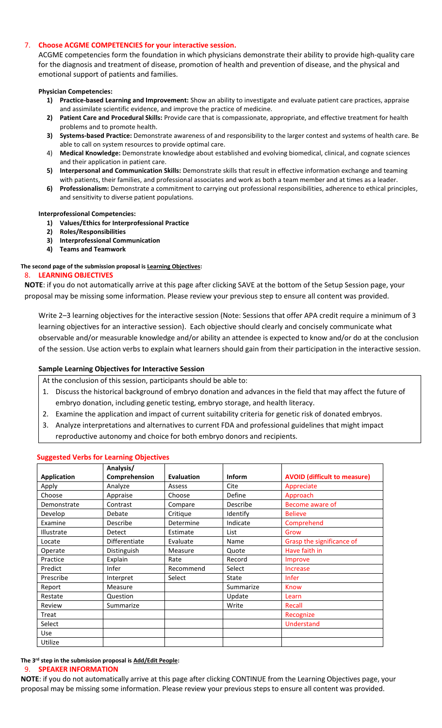## 7. **Choose ACGME COMPETENCIES for your interactive session.**

ACGME competencies form the foundation in which physicians demonstrate their ability to provide high-quality care for the diagnosis and treatment of disease, promotion of health and prevention of disease, and the physical and emotional support of patients and families.

**Physician Competencies:**

1) **Practice-based Learning and Improvement:** Show an ability to investigate and evaluate patient care practices, appraise and assimilate scientific evidence, and improve the practice of medicine.
2) **Patient Care and Procedural Skills:** Provide care that is compassionate, appropriate, and effective treatment for health problems and to promote health.
3) **Systems-based Practice:** Demonstrate awareness of and responsibility to the larger contest and systems of health care. Be able to call on system resources to provide optimal care.
4) **Medical Knowledge:** Demonstrate knowledge about established and evolving biomedical, clinical, and cognate sciences and their application in patient care.
5) **Interpersonal and Communication Skills:** Demonstrate skills that result in effective information exchange and teaming with patients, their families, and professional associates and work as both a team member and at times as a leader.
6) **Professionalism:** Demonstrate a commitment to carrying out professional responsibilities, adherence to ethical principles, and sensitivity to diverse patient populations.

**Interprofessional Competencies:**

1) **Values/Ethics for Interprofessional Practice**
2) **Roles/Responsibilities**
3) **Interprofessional Communication**
4) **Teams and Teamwork**

**The second page of the submission proposal is Learning Objectives:**

## 8. **LEARNING OBJECTIVES**

**NOTE**: if you do not automatically arrive at this page after clicking SAVE at the bottom of the Setup Session page, your proposal may be missing some information. Please review your previous step to ensure all content was provided.

Write 2–3 learning objectives for the interactive session (Note: Sessions that offer APA credit require a minimum of 3 learning objectives for an interactive session). Each objective should clearly and concisely communicate what observable and/or measurable knowledge and/or ability an attendee is expected to know and/or do at the conclusion of the session. Use action verbs to explain what learners should gain from their participation in the interactive session.

### Sample Learning Objectives for Interactive Session

At the conclusion of this session, participants should be able to:

1. Discuss the historical background of embryo donation and advances in the field that may affect the future of embryo donation, including genetic testing, embryo storage, and health literacy.
2. Examine the application and impact of current suitability criteria for genetic risk of donated embryos.
3. Analyze interpretations and alternatives to current FDA and professional guidelines that might impact reproductive autonomy and choice for both embryo donors and recipients.

### Suggested Verbs for Learning Objectives

| Application | Analysis/ Comprehension | Evaluation | Inform | AVOID (difficult to measure) |
|---|---|---|---|---|
| Apply | Analyze | Assess | Cite | Appreciate |
| Choose | Appraise | Choose | Define | Approach |
| Demonstrate | Contrast | Compare | Describe | Become aware of |
| Develop | Debate | Critique | Identify | Believe |
| Examine | Describe | Determine | Indicate | Comprehend |
| Illustrate | Detect | Estimate | List | Grow |
| Locate | Differentiate | Evaluate | Name | Grasp the significance of |
| Operate | Distinguish | Measure | Quote | Have faith in |
| Practice | Explain | Rate | Record | Improve |
| Predict | Infer | Recommend | Select | Increase |
| Prescribe | Interpret | Select | State | Infer |
| Report | Measure | | Summarize | Know |
| Restate | Question | | Update | Learn |
| Review | Summarize | | Write | Recall |
| Treat | | | | Recognize |
| Select | | | | Understand |
| Use | | | | |
| Utilize | | | | |

**The 3rd step in the submission proposal is Add/Edit People:**

## 9. **SPEAKER INFORMATION**

**NOTE**: if you do not automatically arrive at this page after clicking CONTINUE from the Learning Objectives page, your proposal may be missing some information. Please review your previous steps to ensure all content was provided.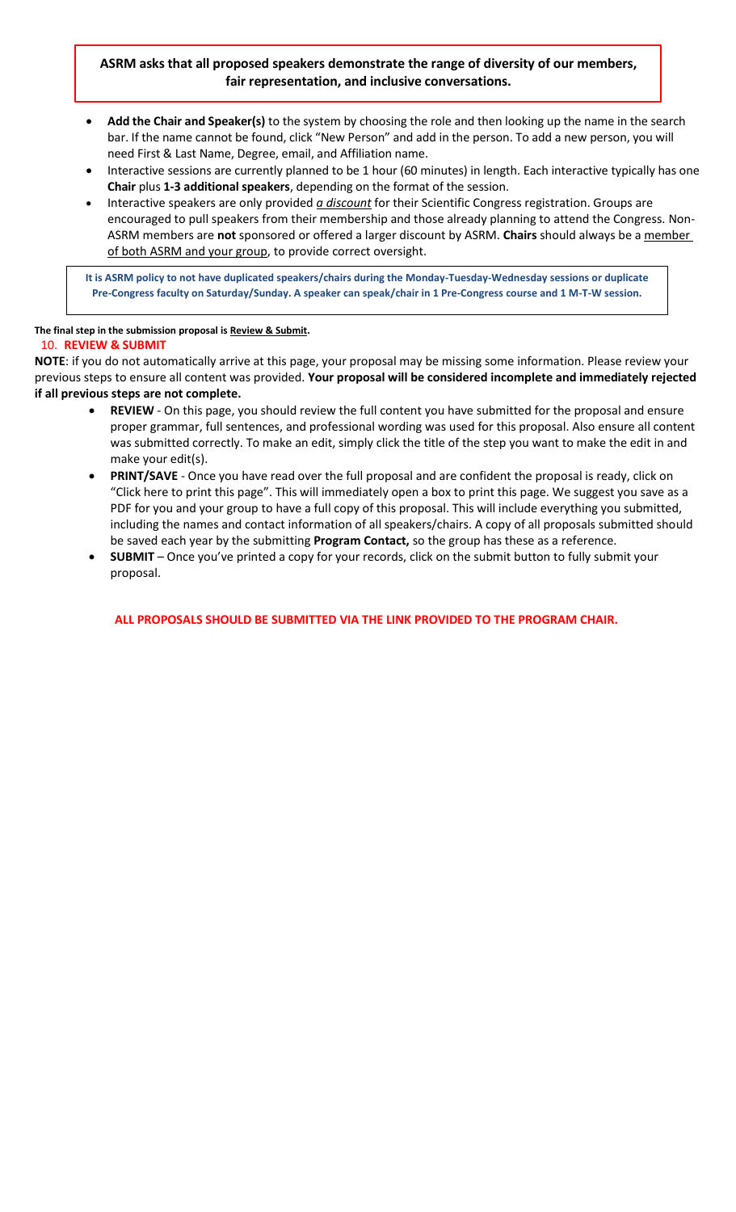**ASRM asks that all proposed speakers demonstrate the range of diversity of our members, fair representation, and inclusive conversations.**

- **Add the Chair and Speaker(s)** to the system by choosing the role and then looking up the name in the search bar. If the name cannot be found, click "New Person" and add in the person. To add a new person, you will need First & Last Name, Degree, email, and Affiliation name.
- Interactive sessions are currently planned to be 1 hour (60 minutes) in length. Each interactive typically has one **Chair** plus **1-3 additional speakers**, depending on the format of the session.
- Interactive speakers are only provided ***a discount*** for their Scientific Congress registration. Groups are encouraged to pull speakers from their membership and those already planning to attend the Congress. Non-ASRM members are **not** sponsored or offered a larger discount by ASRM. **Chairs** should always be a member of both ASRM and your group, to provide correct oversight.

**It is ASRM policy to not have duplicated speakers/chairs during the Monday-Tuesday-Wednesday sessions or duplicate Pre-Congress faculty on Saturday/Sunday. A speaker can speak/chair in 1 Pre-Congress course and 1 M-T-W session.**

**The final step in the submission proposal is Review & Submit.**

10. **REVIEW & SUBMIT**

**NOTE**: if you do not automatically arrive at this page, your proposal may be missing some information. Please review your previous steps to ensure all content was provided. **Your proposal will be considered incomplete and immediately rejected if all previous steps are not complete.**

- **REVIEW** - On this page, you should review the full content you have submitted for the proposal and ensure proper grammar, full sentences, and professional wording was used for this proposal. Also ensure all content was submitted correctly. To make an edit, simply click the title of the step you want to make the edit in and make your edit(s).
- **PRINT/SAVE** - Once you have read over the full proposal and are confident the proposal is ready, click on "Click here to print this page". This will immediately open a box to print this page. We suggest you save as a PDF for you and your group to have a full copy of this proposal. This will include everything you submitted, including the names and contact information of all speakers/chairs. A copy of all proposals submitted should be saved each year by the submitting **Program Contact,** so the group has these as a reference.
- **SUBMIT** – Once you've printed a copy for your records, click on the submit button to fully submit your proposal.

**ALL PROPOSALS SHOULD BE SUBMITTED VIA THE LINK PROVIDED TO THE PROGRAM CHAIR.**